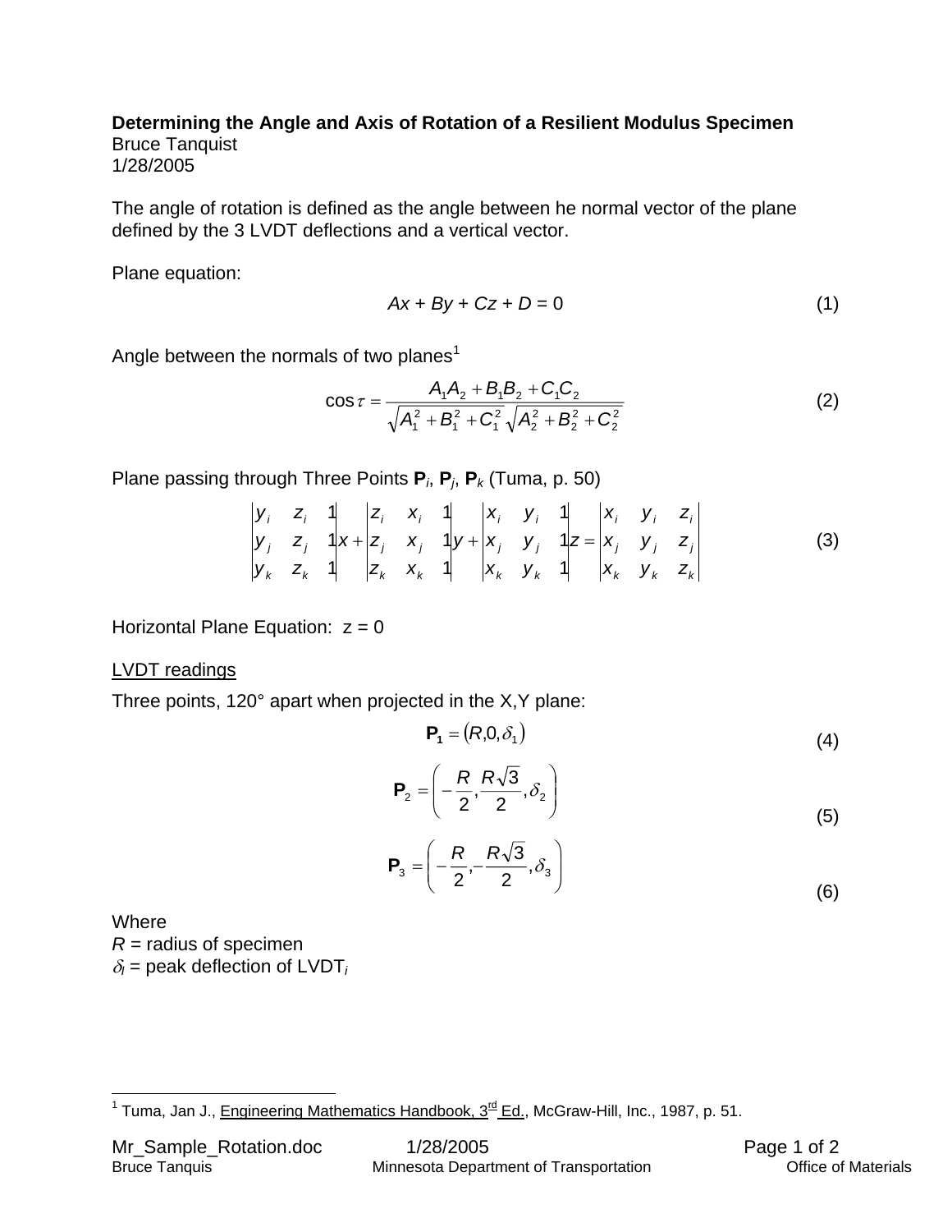**Determining the Angle and Axis of Rotation of a Resilient Modulus Specimen**
Bruce Tanquist
1/28/2005

The angle of rotation is defined as the angle between he normal vector of the plane defined by the 3 LVDT deflections and a vertical vector.

Plane equation:

$$Ax + By + Cz + D = 0 \tag{1}$$

Angle between the normals of two planes[1]

$$\cos\tau = \frac{A_1A_2 + B_1B_2 + C_1C_2}{\sqrt{A_1^2 + B_1^2 + C_1^2}\sqrt{A_2^2 + B_2^2 + C_2^2}} \tag{2}$$

Plane passing through Three Points $\mathbf{P}_i$, $\mathbf{P}_j$, $\mathbf{P}_k$ (Tuma, p. 50)

$$\begin{vmatrix} y_i & z_i & 1 \\ y_j & z_j & 1 \\ y_k & z_k & 1 \end{vmatrix} x + \begin{vmatrix} z_i & x_i & 1 \\ z_j & x_j & 1 \\ z_k & x_k & 1 \end{vmatrix} y + \begin{vmatrix} x_i & y_i & 1 \\ x_j & y_j & 1 \\ x_k & y_k & 1 \end{vmatrix} z = \begin{vmatrix} x_i & y_i & z_i \\ x_j & y_j & z_j \\ x_k & y_k & z_k \end{vmatrix} \tag{3}$$

Horizontal Plane Equation: z = 0

LVDT readings

Three points, 120° apart when projected in the X,Y plane:

$$\mathbf{P_1} = (R, 0, \delta_1) \tag{4}$$

$$\mathbf{P}_2 = \left(-\frac{R}{2}, \frac{R\sqrt{3}}{2}, \delta_2\right) \tag{5}$$

$$\mathbf{P}_3 = \left(-\frac{R}{2}, -\frac{R\sqrt{3}}{2}, \delta_3\right) \tag{6}$$

Where
$R$ = radius of specimen
$\delta_I$ = peak deflection of $\text{LVDT}_i$

[1] Tuma, Jan J., Engineering Mathematics Handbook, 3rd Ed., McGraw-Hill, Inc., 1987, p. 51.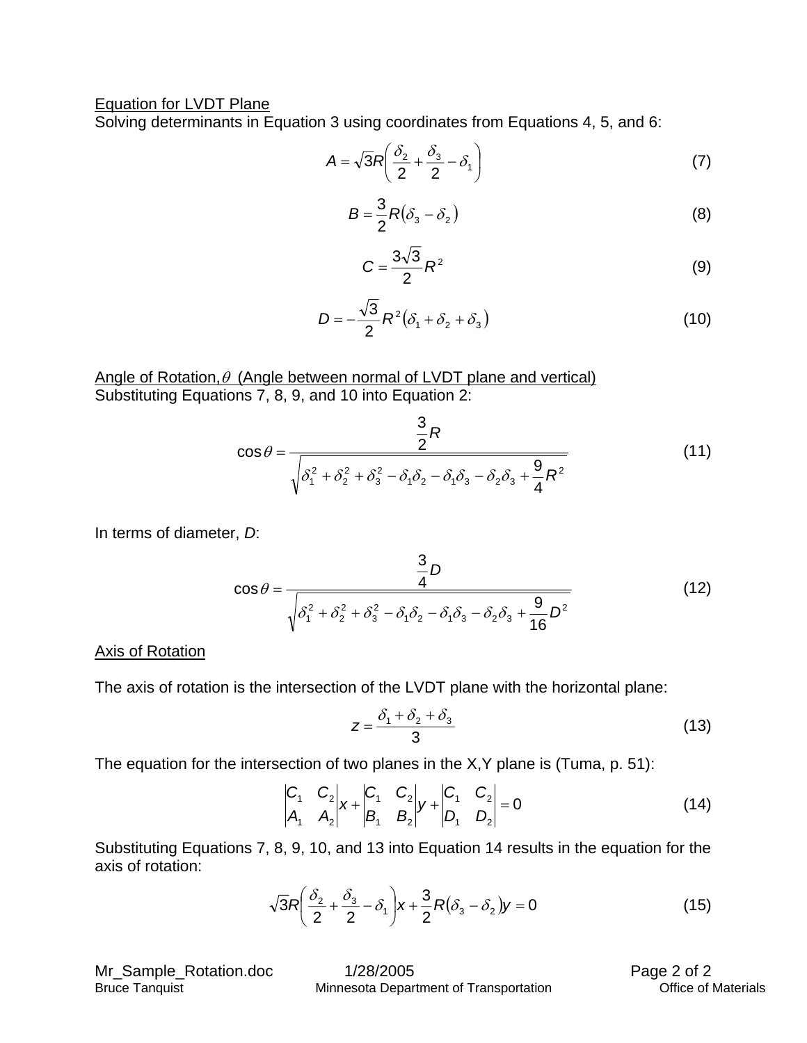Equation for LVDT Plane

Solving determinants in Equation 3 using coordinates from Equations 4, 5, and 6:

$$A = \sqrt{3}R\left(\frac{\delta_2}{2} + \frac{\delta_3}{2} - \delta_1\right) \tag{7}$$

$$B = \frac{3}{2}R\left(\delta_3 - \delta_2\right) \tag{8}$$

$$C = \frac{3\sqrt{3}}{2}R^2 \tag{9}$$

$$D = -\frac{\sqrt{3}}{2}R^2\left(\delta_1 + \delta_2 + \delta_3\right) \tag{10}$$

Angle of Rotation, $\theta$ (Angle between normal of LVDT plane and vertical)

Substituting Equations 7, 8, 9, and 10 into Equation 2:

$$\cos\theta = \frac{\frac{3}{2}R}{\sqrt{\delta_1^2 + \delta_2^2 + \delta_3^2 - \delta_1\delta_2 - \delta_1\delta_3 - \delta_2\delta_3 + \frac{9}{4}R^2}} \tag{11}$$

In terms of diameter, *D*:

$$\cos\theta = \frac{\frac{3}{4}D}{\sqrt{\delta_1^2 + \delta_2^2 + \delta_3^2 - \delta_1\delta_2 - \delta_1\delta_3 - \delta_2\delta_3 + \frac{9}{16}D^2}} \tag{12}$$

Axis of Rotation

The axis of rotation is the intersection of the LVDT plane with the horizontal plane:

$$z = \frac{\delta_1 + \delta_2 + \delta_3}{3} \tag{13}$$

The equation for the intersection of two planes in the X,Y plane is (Tuma, p. 51):

$$\begin{vmatrix} C_1 & C_2 \\ A_1 & A_2 \end{vmatrix} x + \begin{vmatrix} C_1 & C_2 \\ B_1 & B_2 \end{vmatrix} y + \begin{vmatrix} C_1 & C_2 \\ D_1 & D_2 \end{vmatrix} = 0 \tag{14}$$

Substituting Equations 7, 8, 9, 10, and 13 into Equation 14 results in the equation for the axis of rotation:

$$\sqrt{3}R\left(\frac{\delta_2}{2} + \frac{\delta_3}{2} - \delta_1\right)x + \frac{3}{2}R\left(\delta_3 - \delta_2\right)y = 0 \tag{15}$$